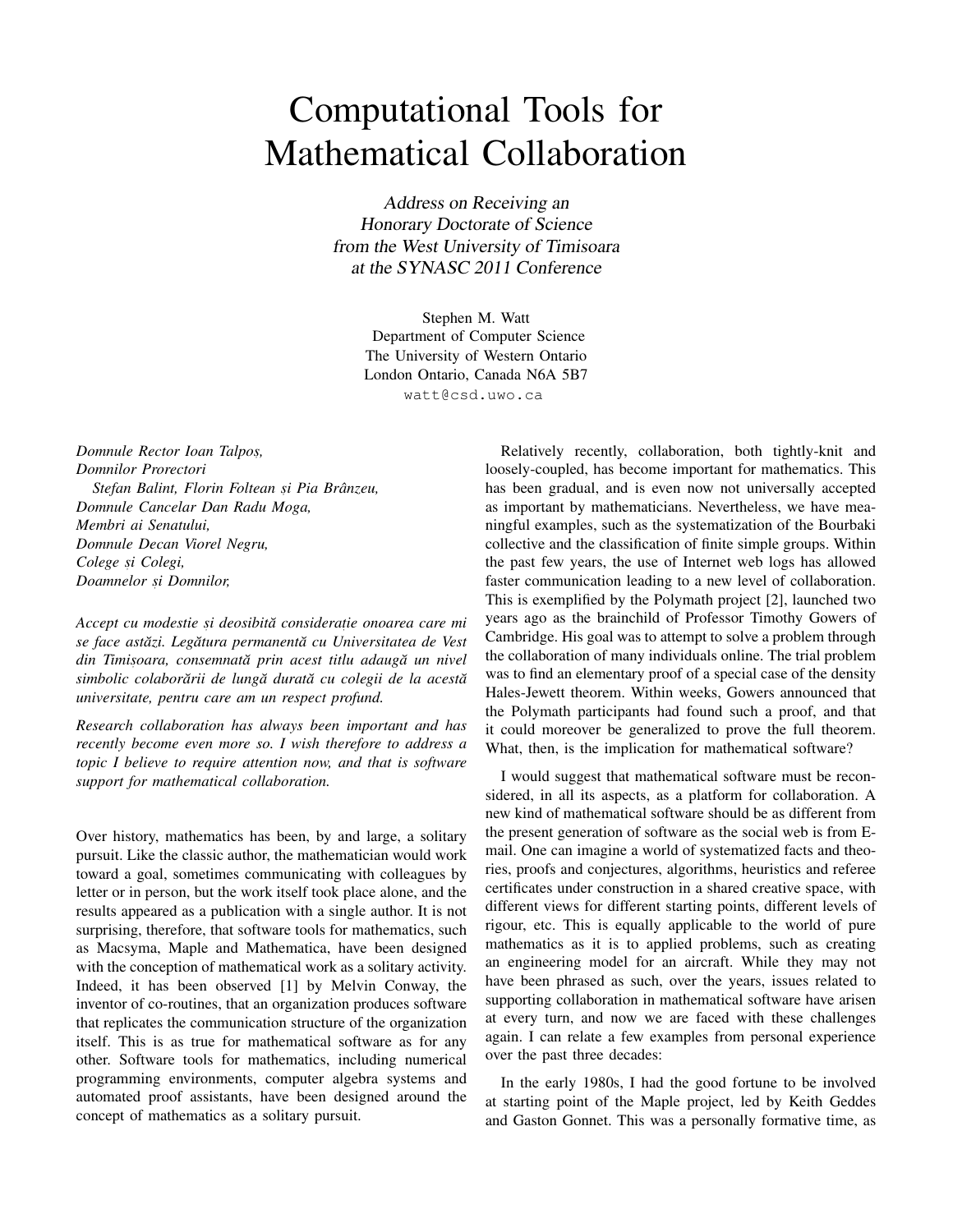# Computational Tools for Mathematical Collaboration

*Address on Receiving an Honorary Doctorate of Science from the West University of Timisoara at the SYNASC 2011 Conference*

Stephen M. Watt
Department of Computer Science
The University of Western Ontario
London Ontario, Canada N6A 5B7
watt@csd.uwo.ca

*Domnule Rector Ioan Talpos,*
*Domnilor Prorectori*
*Stefan Balint, Florin Foltean și Pia Brânzeu,*
*Domnule Cancelar Dan Radu Moga,*
*Membri ai Senatului,*
*Domnule Decan Viorel Negru,*
*Colege și Colegi,*
*Doamnelor și Domnilor,*

*Accept cu modestie și deosibită considerație onoarea care mi se face astăzi. Legătura permanentă cu Universitatea de Vest din Timisoara, consemnată prin acest titlu adaugă un nivel simbolic colaborării de lungă durată cu colegii de la acestă universitate, pentru care am un respect profund.*

*Research collaboration has always been important and has recently become even more so. I wish therefore to address a topic I believe to require attention now, and that is software support for mathematical collaboration.*

Over history, mathematics has been, by and large, a solitary pursuit. Like the classic author, the mathematician would work toward a goal, sometimes communicating with colleagues by letter or in person, but the work itself took place alone, and the results appeared as a publication with a single author. It is not surprising, therefore, that software tools for mathematics, such as Macsyma, Maple and Mathematica, have been designed with the conception of mathematical work as a solitary activity. Indeed, it has been observed [1] by Melvin Conway, the inventor of co-routines, that an organization produces software that replicates the communication structure of the organization itself. This is as true for mathematical software as for any other. Software tools for mathematics, including numerical programming environments, computer algebra systems and automated proof assistants, have been designed around the concept of mathematics as a solitary pursuit.

Relatively recently, collaboration, both tightly-knit and loosely-coupled, has become important for mathematics. This has been gradual, and is even now not universally accepted as important by mathematicians. Nevertheless, we have meaningful examples, such as the systematization of the Bourbaki collective and the classification of finite simple groups. Within the past few years, the use of Internet web logs has allowed faster communication leading to a new level of collaboration. This is exemplified by the Polymath project [2], launched two years ago as the brainchild of Professor Timothy Gowers of Cambridge. His goal was to attempt to solve a problem through the collaboration of many individuals online. The trial problem was to find an elementary proof of a special case of the density Hales-Jewett theorem. Within weeks, Gowers announced that the Polymath participants had found such a proof, and that it could moreover be generalized to prove the full theorem. What, then, is the implication for mathematical software?

I would suggest that mathematical software must be reconsidered, in all its aspects, as a platform for collaboration. A new kind of mathematical software should be as different from the present generation of software as the social web is from E-mail. One can imagine a world of systematized facts and theories, proofs and conjectures, algorithms, heuristics and referee certificates under construction in a shared creative space, with different views for different starting points, different levels of rigour, etc. This is equally applicable to the world of pure mathematics as it is to applied problems, such as creating an engineering model for an aircraft. While they may not have been phrased as such, over the years, issues related to supporting collaboration in mathematical software have arisen at every turn, and now we are faced with these challenges again. I can relate a few examples from personal experience over the past three decades:

In the early 1980s, I had the good fortune to be involved at starting point of the Maple project, led by Keith Geddes and Gaston Gonnet. This was a personally formative time, as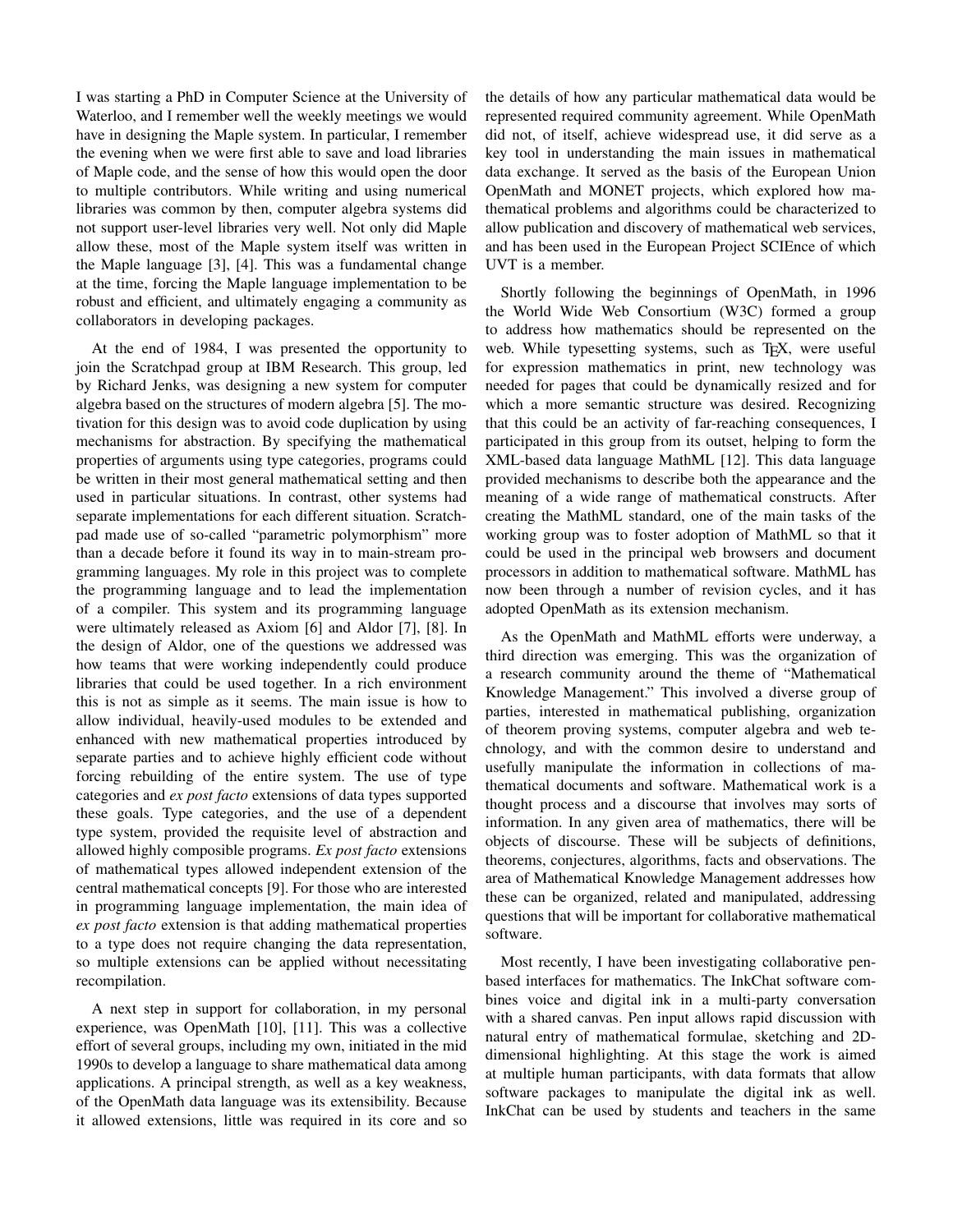I was starting a PhD in Computer Science at the University of Waterloo, and I remember well the weekly meetings we would have in designing the Maple system. In particular, I remember the evening when we were first able to save and load libraries of Maple code, and the sense of how this would open the door to multiple contributors. While writing and using numerical libraries was common by then, computer algebra systems did not support user-level libraries very well. Not only did Maple allow these, most of the Maple system itself was written in the Maple language [3], [4]. This was a fundamental change at the time, forcing the Maple language implementation to be robust and efficient, and ultimately engaging a community as collaborators in developing packages.

At the end of 1984, I was presented the opportunity to join the Scratchpad group at IBM Research. This group, led by Richard Jenks, was designing a new system for computer algebra based on the structures of modern algebra [5]. The motivation for this design was to avoid code duplication by using mechanisms for abstraction. By specifying the mathematical properties of arguments using type categories, programs could be written in their most general mathematical setting and then used in particular situations. In contrast, other systems had separate implementations for each different situation. Scratchpad made use of so-called "parametric polymorphism" more than a decade before it found its way in to main-stream programming languages. My role in this project was to complete the programming language and to lead the implementation of a compiler. This system and its programming language were ultimately released as Axiom [6] and Aldor [7], [8]. In the design of Aldor, one of the questions we addressed was how teams that were working independently could produce libraries that could be used together. In a rich environment this is not as simple as it seems. The main issue is how to allow individual, heavily-used modules to be extended and enhanced with new mathematical properties introduced by separate parties and to achieve highly efficient code without forcing rebuilding of the entire system. The use of type categories and *ex post facto* extensions of data types supported these goals. Type categories, and the use of a dependent type system, provided the requisite level of abstraction and allowed highly composible programs. *Ex post facto* extensions of mathematical types allowed independent extension of the central mathematical concepts [9]. For those who are interested in programming language implementation, the main idea of *ex post facto* extension is that adding mathematical properties to a type does not require changing the data representation, so multiple extensions can be applied without necessitating recompilation.

A next step in support for collaboration, in my personal experience, was OpenMath [10], [11]. This was a collective effort of several groups, including my own, initiated in the mid 1990s to develop a language to share mathematical data among applications. A principal strength, as well as a key weakness, of the OpenMath data language was its extensibility. Because it allowed extensions, little was required in its core and so the details of how any particular mathematical data would be represented required community agreement. While OpenMath did not, of itself, achieve widespread use, it did serve as a key tool in understanding the main issues in mathematical data exchange. It served as the basis of the European Union OpenMath and MONET projects, which explored how mathematical problems and algorithms could be characterized to allow publication and discovery of mathematical web services, and has been used in the European Project SCIEnce of which UVT is a member.

Shortly following the beginnings of OpenMath, in 1996 the World Wide Web Consortium (W3C) formed a group to address how mathematics should be represented on the web. While typesetting systems, such as TeX, were useful for expression mathematics in print, new technology was needed for pages that could be dynamically resized and for which a more semantic structure was desired. Recognizing that this could be an activity of far-reaching consequences, I participated in this group from its outset, helping to form the XML-based data language MathML [12]. This data language provided mechanisms to describe both the appearance and the meaning of a wide range of mathematical constructs. After creating the MathML standard, one of the main tasks of the working group was to foster adoption of MathML so that it could be used in the principal web browsers and document processors in addition to mathematical software. MathML has now been through a number of revision cycles, and it has adopted OpenMath as its extension mechanism.

As the OpenMath and MathML efforts were underway, a third direction was emerging. This was the organization of a research community around the theme of "Mathematical Knowledge Management." This involved a diverse group of parties, interested in mathematical publishing, organization of theorem proving systems, computer algebra and web technology, and with the common desire to understand and usefully manipulate the information in collections of mathematical documents and software. Mathematical work is a thought process and a discourse that involves may sorts of information. In any given area of mathematics, there will be objects of discourse. These will be subjects of definitions, theorems, conjectures, algorithms, facts and observations. The area of Mathematical Knowledge Management addresses how these can be organized, related and manipulated, addressing questions that will be important for collaborative mathematical software.

Most recently, I have been investigating collaborative pen-based interfaces for mathematics. The InkChat software combines voice and digital ink in a multi-party conversation with a shared canvas. Pen input allows rapid discussion with natural entry of mathematical formulae, sketching and 2D-dimensional highlighting. At this stage the work is aimed at multiple human participants, with data formats that allow software packages to manipulate the digital ink as well. InkChat can be used by students and teachers in the same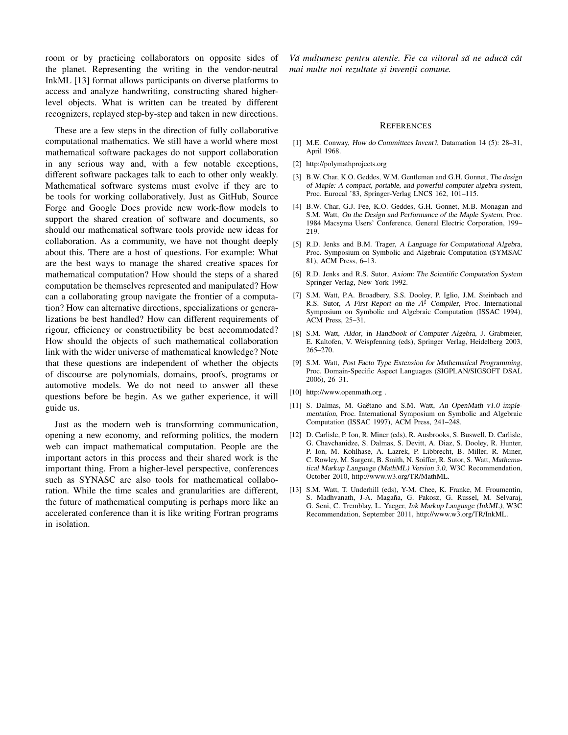room or by practicing collaborators on opposite sides of the planet. Representing the writing in the vendor-neutral InkML [13] format allows participants on diverse platforms to access and analyze handwriting, constructing shared higher-level objects. What is written can be treated by different recognizers, replayed step-by-step and taken in new directions.

These are a few steps in the direction of fully collaborative computational mathematics. We still have a world where most mathematical software packages do not support collaboration in any serious way and, with a few notable exceptions, different software packages talk to each to other only weakly. Mathematical software systems must evolve if they are to be tools for working collaboratively. Just as GitHub, Source Forge and Google Docs provide new work-flow models to support the shared creation of software and documents, so should our mathematical software tools provide new ideas for collaboration. As a community, we have not thought deeply about this. There are a host of questions. For example: What are the best ways to manage the shared creative spaces for mathematical computation? How should the steps of a shared computation be themselves represented and manipulated? How can a collaborating group navigate the frontier of a computation? How can alternative directions, specializations or generalizations be best handled? How can different requirements of rigour, efficiency or constructibility be best accommodated? How should the objects of such mathematical collaboration link with the wider universe of mathematical knowledge? Note that these questions are independent of whether the objects of discourse are polynomials, domains, proofs, programs or automotive models. We do not need to answer all these questions before be begin. As we gather experience, it will guide us.

Just as the modern web is transforming communication, opening a new economy, and reforming politics, the modern web can impact mathematical computation. People are the important actors in this process and their shared work is the important thing. From a higher-level perspective, conferences such as SYNASC are also tools for mathematical collaboration. While the time scales and granularities are different, the future of mathematical computing is perhaps more like an accelerated conference than it is like writing Fortran programs in isolation.

*Vă mulțumesc pentru atenție. Fie ca viitorul să ne aducă cât mai multe noi rezultate și invenții comune.*

## References

[1] M.E. Conway, *How do Committees Invent?*, Datamation 14 (5): 28–31, April 1968.

[2] http://polymathprojects.org

[3] B.W. Char, K.O. Geddes, W.M. Gentleman and G.H. Gonnet, *The design of Maple: A compact, portable, and powerful computer algebra system*, Proc. Eurocal '83, Springer-Verlag LNCS 162, 101–115.

[4] B.W. Char, G.J. Fee, K.O. Geddes, G.H. Gonnet, M.B. Monagan and S.M. Watt, *On the Design and Performance of the Maple System*, Proc. 1984 Macsyma Users' Conference, General Electric Corporation, 199–219.

[5] R.D. Jenks and B.M. Trager, *A Language for Computational Algebra*, Proc. Symposium on Symbolic and Algebraic Computation (SYMSAC 81), ACM Press, 6–13.

[6] R.D. Jenks and R.S. Sutor, *Axiom: The Scientific Computation System* Springer Verlag, New York 1992.

[7] S.M. Watt, P.A. Broadbery, S.S. Dooley, P. Iglio, J.M. Steinbach and R.S. Sutor, *A First Report on the* $A^\sharp$ *Compiler*, Proc. International Symposium on Symbolic and Algebraic Computation (ISSAC 1994), ACM Press, 25–31.

[8] S.M. Watt, *Aldor*, in *Handbook of Computer Algebra*, J. Grabmeier, E. Kaltofen, V. Weispfenning (eds), Springer Verlag, Heidelberg 2003, 265–270.

[9] S.M. Watt, *Post Facto Type Extension for Mathematical Programming*, Proc. Domain-Specific Aspect Languages (SIGPLAN/SIGSOFT DSAL 2006), 26–31.

[10] http://www.openmath.org .

[11] S. Dalmas, M. Gaëtano and S.M. Watt, *An OpenMath v1.0 implementation*, Proc. International Symposium on Symbolic and Algebraic Computation (ISSAC 1997), ACM Press, 241–248.

[12] D. Carlisle, P. Ion, R. Miner (eds), R. Ausbrooks, S. Buswell, D. Carlisle, G. Chavchanidze, S. Dalmas, S. Devitt, A. Diaz, S. Dooley, R. Hunter, P. Ion, M. Kohlhase, A. Lazrek, P. Libbrecht, B. Miller, R. Miner, C. Rowley, M. Sargent, B. Smith, N. Soiffer, R. Sutor, S. Watt, *Mathematical Markup Language (MathML) Version 3.0*, W3C Recommendation, October 2010, http://www.w3.org/TR/MathML.

[13] S.M. Watt, T. Underhill (eds), Y-M. Chee, K. Franke, M. Froumentin, S. Madhvanath, J-A. Magaña, G. Pakosz, G. Russel, M. Selvaraj, G. Seni, C. Tremblay, L. Yaeger, *Ink Markup Language (InkML)*, W3C Recommendation, September 2011, http://www.w3.org/TR/InkML.